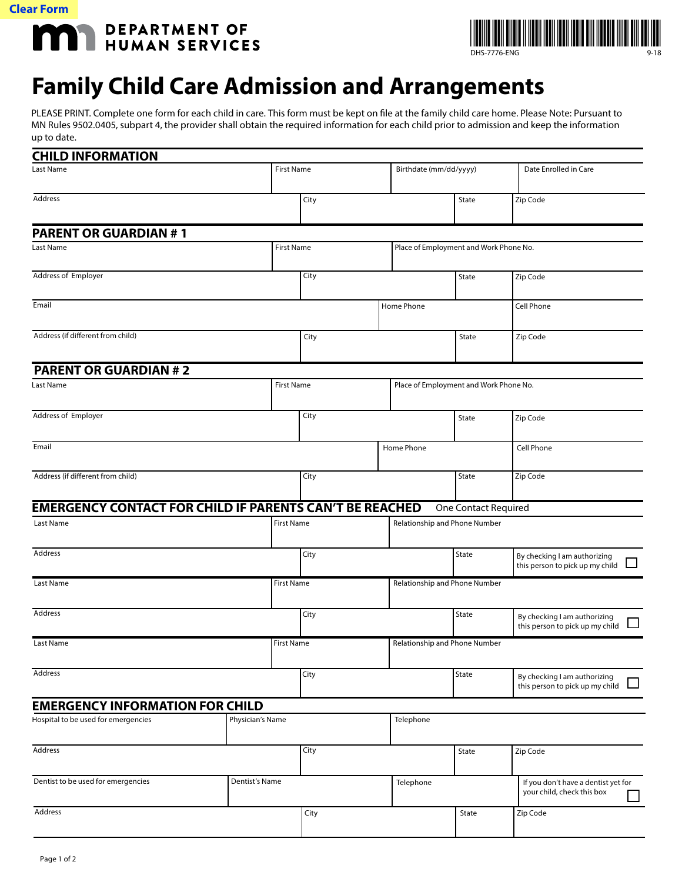Clear Form

**DEPARTMENT OF HUMAN SERVICES**

DHS-7776-ENG 9-18

# Family Child Care Admission and Arrangements

PLEASE PRINT. Complete one form for each child in care. This form must be kept on file at the family child care home. Please Note: Pursuant to MN Rules 9502.0405, subpart 4, the provider shall obtain the required information for each child prior to admission and keep the information up to date.

## CHILD INFORMATION

| Last Name | First Name | Birthdate (mm/dd/yyyy) | Date Enrolled in Care |
|---|---|---|---|
| | | | |

| Address | City | State | Zip Code |
|---|---|---|---|
| | | | |

## PARENT OR GUARDIAN # 1

| Last Name | First Name | Place of Employment and Work Phone No. |
|---|---|---|
| | | |

| Address of Employer | City | State | Zip Code |
|---|---|---|---|
| | | | |

| Email | Home Phone | Cell Phone |
|---|---|---|
| | | |

| Address (if different from child) | City | State | Zip Code |
|---|---|---|---|
| | | | |

## PARENT OR GUARDIAN # 2

| Last Name | First Name | Place of Employment and Work Phone No. |
|---|---|---|
| | | |

| Address of Employer | City | State | Zip Code |
|---|---|---|---|
| | | | |

| Email | Home Phone | Cell Phone |
|---|---|---|
| | | |

| Address (if different from child) | City | State | Zip Code |
|---|---|---|---|
| | | | |

## EMERGENCY CONTACT FOR CHILD IF PARENTS CAN'T BE REACHED

One Contact Required

| Last Name | First Name | Relationship and Phone Number |
|---|---|---|
| | | |

| Address | City | State | By checking I am authorizing this person to pick up my child ☐ |
|---|---|---|---|
| | | | |

| Last Name | First Name | Relationship and Phone Number |
|---|---|---|
| | | |

| Address | City | State | By checking I am authorizing this person to pick up my child ☐ |
|---|---|---|---|
| | | | |

| Last Name | First Name | Relationship and Phone Number |
|---|---|---|
| | | |

| Address | City | State | By checking I am authorizing this person to pick up my child ☐ |
|---|---|---|---|
| | | | |

## EMERGENCY INFORMATION FOR CHILD

| Hospital to be used for emergencies | Physician's Name | Telephone |
|---|---|---|
| | | |

| Address | City | State | Zip Code |
|---|---|---|---|
| | | | |

| Dentist to be used for emergencies | Dentist's Name | Telephone | If you don't have a dentist yet for your child, check this box ☐ |
|---|---|---|---|
| | | | |

| Address | City | State | Zip Code |
|---|---|---|---|
| | | | |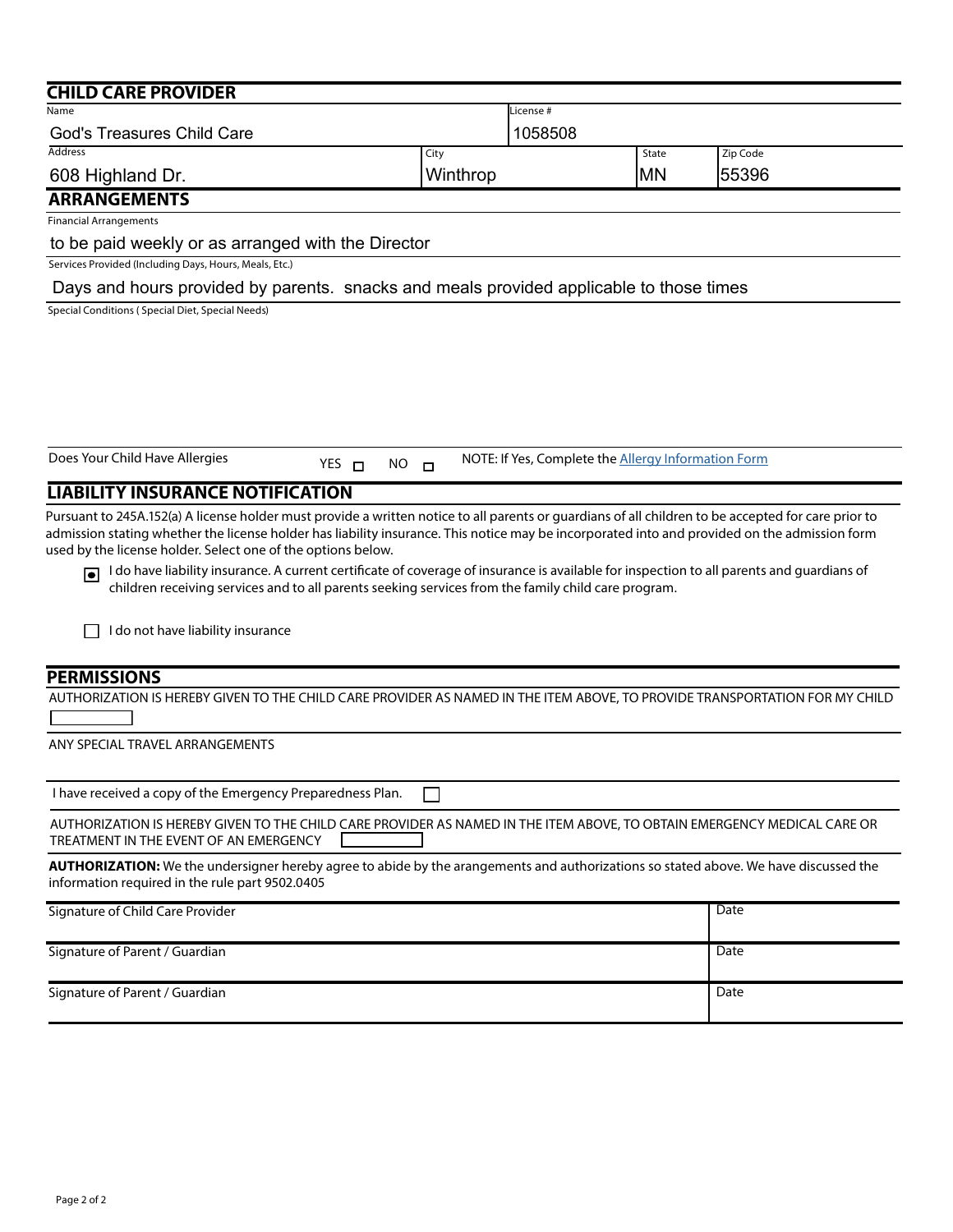## CHILD CARE PROVIDER

| Name | License # |
|---|---|
| God's Treasures Child Care | 1058508 |

| Address | City | State | Zip Code |
|---|---|---|---|
| 608 Highland Dr. | Winthrop | MN | 55396 |

## ARRANGEMENTS

Financial Arrangements

to be paid weekly or as arranged with the Director

Services Provided (Including Days, Hours, Meals, Etc.)

Days and hours provided by parents. snacks and meals provided applicable to those times

Special Conditions ( Special Diet, Special Needs)

Does Your Child Have Allergies YES ☐ NO ☐ NOTE: If Yes, Complete the [Allergy Information Form]

## LIABILITY INSURANCE NOTIFICATION

Pursuant to 245A.152(a) A license holder must provide a written notice to all parents or guardians of all children to be accepted for care prior to admission stating whether the license holder has liability insurance. This notice may be incorporated into and provided on the admission form used by the license holder. Select one of the options below.

- [x] I do have liability insurance. A current certificate of coverage of insurance is available for inspection to all parents and guardians of children receiving services and to all parents seeking services from the family child care program.
- [ ] I do not have liability insurance

## PERMISSIONS

AUTHORIZATION IS HEREBY GIVEN TO THE CHILD CARE PROVIDER AS NAMED IN THE ITEM ABOVE, TO PROVIDE TRANSPORTATION FOR MY CHILD ☐

ANY SPECIAL TRAVEL ARRANGEMENTS

I have received a copy of the Emergency Preparedness Plan. ☐

AUTHORIZATION IS HEREBY GIVEN TO THE CHILD CARE PROVIDER AS NAMED IN THE ITEM ABOVE, TO OBTAIN EMERGENCY MEDICAL CARE OR TREATMENT IN THE EVENT OF AN EMERGENCY ☐

**AUTHORIZATION:** We the undersigner hereby agree to abide by the arangements and authorizations so stated above. We have discussed the information required in the rule part 9502.0405

| Signature of Child Care Provider | Date |
|---|---|
| Signature of Parent / Guardian | Date |
| Signature of Parent / Guardian | Date |